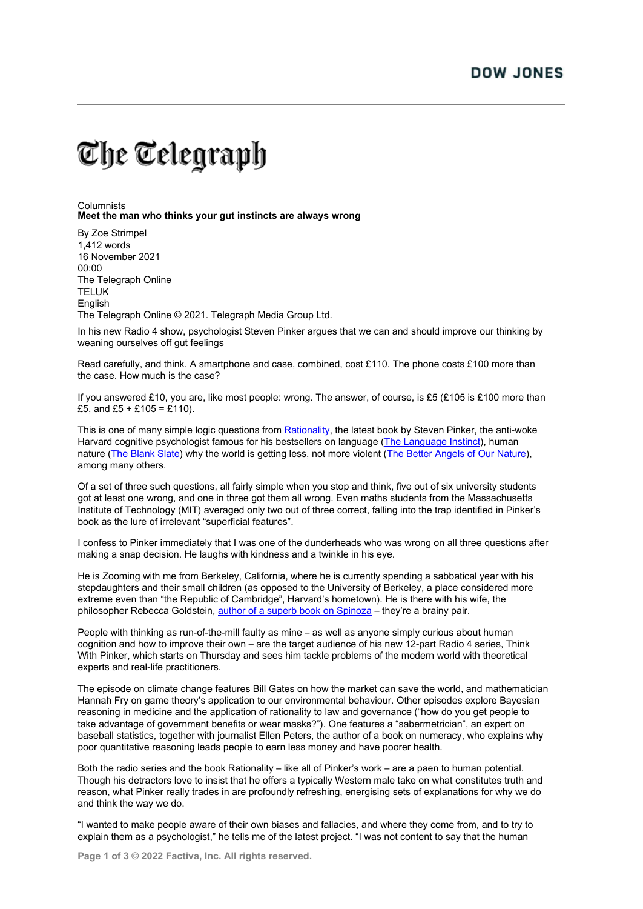DOW JONES

The Telegraph

Columnists

**Meet the man who thinks your gut instincts are always wrong**

By Zoe Strimpel
1,412 words
16 November 2021
00:00
The Telegraph Online
TELUK
English
The Telegraph Online © 2021. Telegraph Media Group Ltd.

In his new Radio 4 show, psychologist Steven Pinker argues that we can and should improve our thinking by weaning ourselves off gut feelings

Read carefully, and think. A smartphone and case, combined, cost £110. The phone costs £100 more than the case. How much is the case?

If you answered £10, you are, like most people: wrong. The answer, of course, is £5 (£105 is £100 more than £5, and £5 + £105 = £110).

This is one of many simple logic questions from [Rationality](), the latest book by Steven Pinker, the anti-woke Harvard cognitive psychologist famous for his bestsellers on language ([The Language Instinct]()), human nature ([The Blank Slate]()) why the world is getting less, not more violent ([The Better Angels of Our Nature]()), among many others.

Of a set of three such questions, all fairly simple when you stop and think, five out of six university students got at least one wrong, and one in three got them all wrong. Even maths students from the Massachusetts Institute of Technology (MIT) averaged only two out of three correct, falling into the trap identified in Pinker's book as the lure of irrelevant "superficial features".

I confess to Pinker immediately that I was one of the dunderheads who was wrong on all three questions after making a snap decision. He laughs with kindness and a twinkle in his eye.

He is Zooming with me from Berkeley, California, where he is currently spending a sabbatical year with his stepdaughters and their small children (as opposed to the University of Berkeley, a place considered more extreme even than "the Republic of Cambridge", Harvard's hometown). He is there with his wife, the philosopher Rebecca Goldstein, [author of a superb book on Spinoza]() – they're a brainy pair.

People with thinking as run-of-the-mill faulty as mine – as well as anyone simply curious about human cognition and how to improve their own – are the target audience of his new 12-part Radio 4 series, Think With Pinker, which starts on Thursday and sees him tackle problems of the modern world with theoretical experts and real-life practitioners.

The episode on climate change features Bill Gates on how the market can save the world, and mathematician Hannah Fry on game theory's application to our environmental behaviour. Other episodes explore Bayesian reasoning in medicine and the application of rationality to law and governance ("how do you get people to take advantage of government benefits or wear masks?"). One features a "sabermetrician", an expert on baseball statistics, together with journalist Ellen Peters, the author of a book on numeracy, who explains why poor quantitative reasoning leads people to earn less money and have poorer health.

Both the radio series and the book Rationality – like all of Pinker's work – are a paen to human potential. Though his detractors love to insist that he offers a typically Western male take on what constitutes truth and reason, what Pinker really trades in are profoundly refreshing, energising sets of explanations for why we do and think the way we do.

"I wanted to make people aware of their own biases and fallacies, and where they come from, and to try to explain them as a psychologist," he tells me of the latest project. "I was not content to say that the human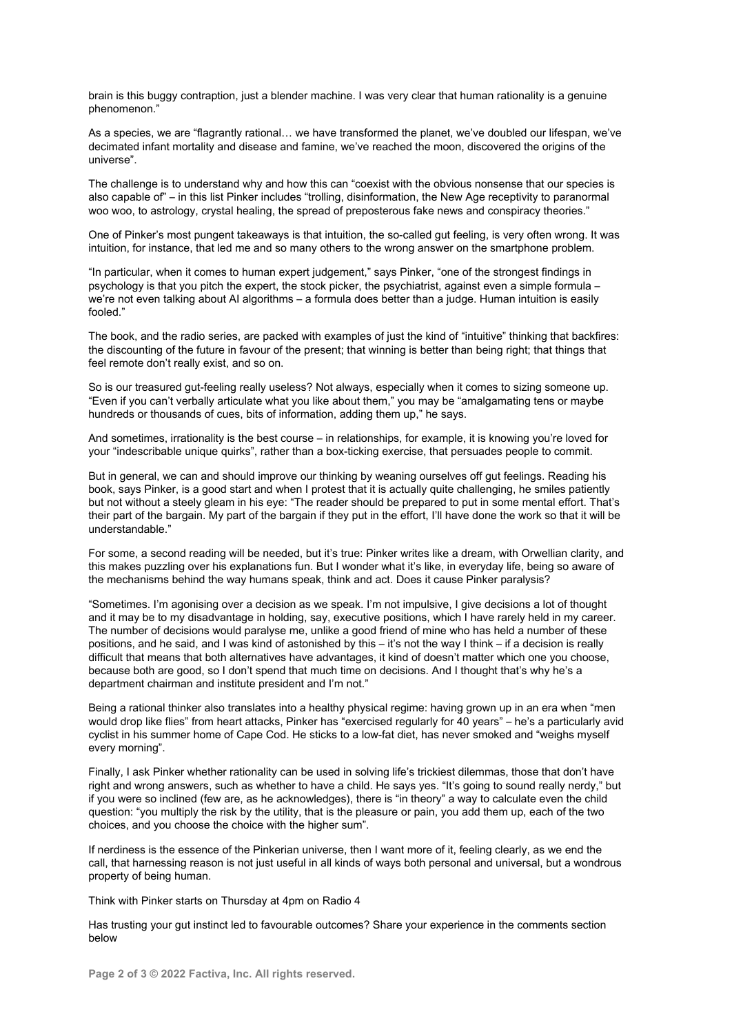brain is this buggy contraption, just a blender machine. I was very clear that human rationality is a genuine phenomenon."

As a species, we are "flagrantly rational… we have transformed the planet, we've doubled our lifespan, we've decimated infant mortality and disease and famine, we've reached the moon, discovered the origins of the universe".

The challenge is to understand why and how this can "coexist with the obvious nonsense that our species is also capable of" – in this list Pinker includes "trolling, disinformation, the New Age receptivity to paranormal woo woo, to astrology, crystal healing, the spread of preposterous fake news and conspiracy theories."

One of Pinker's most pungent takeaways is that intuition, the so-called gut feeling, is very often wrong. It was intuition, for instance, that led me and so many others to the wrong answer on the smartphone problem.

"In particular, when it comes to human expert judgement," says Pinker, "one of the strongest findings in psychology is that you pitch the expert, the stock picker, the psychiatrist, against even a simple formula – we're not even talking about AI algorithms – a formula does better than a judge. Human intuition is easily fooled."

The book, and the radio series, are packed with examples of just the kind of "intuitive" thinking that backfires: the discounting of the future in favour of the present; that winning is better than being right; that things that feel remote don't really exist, and so on.

So is our treasured gut-feeling really useless? Not always, especially when it comes to sizing someone up. "Even if you can't verbally articulate what you like about them," you may be "amalgamating tens or maybe hundreds or thousands of cues, bits of information, adding them up," he says.

And sometimes, irrationality is the best course – in relationships, for example, it is knowing you're loved for your "indescribable unique quirks", rather than a box-ticking exercise, that persuades people to commit.

But in general, we can and should improve our thinking by weaning ourselves off gut feelings. Reading his book, says Pinker, is a good start and when I protest that it is actually quite challenging, he smiles patiently but not without a steely gleam in his eye: "The reader should be prepared to put in some mental effort. That's their part of the bargain. My part of the bargain if they put in the effort, I'll have done the work so that it will be understandable."

For some, a second reading will be needed, but it's true: Pinker writes like a dream, with Orwellian clarity, and this makes puzzling over his explanations fun. But I wonder what it's like, in everyday life, being so aware of the mechanisms behind the way humans speak, think and act. Does it cause Pinker paralysis?

"Sometimes. I'm agonising over a decision as we speak. I'm not impulsive, I give decisions a lot of thought and it may be to my disadvantage in holding, say, executive positions, which I have rarely held in my career. The number of decisions would paralyse me, unlike a good friend of mine who has held a number of these positions, and he said, and I was kind of astonished by this – it's not the way I think – if a decision is really difficult that means that both alternatives have advantages, it kind of doesn't matter which one you choose, because both are good, so I don't spend that much time on decisions. And I thought that's why he's a department chairman and institute president and I'm not."

Being a rational thinker also translates into a healthy physical regime: having grown up in an era when "men would drop like flies" from heart attacks, Pinker has "exercised regularly for 40 years" – he's a particularly avid cyclist in his summer home of Cape Cod. He sticks to a low-fat diet, has never smoked and "weighs myself every morning".

Finally, I ask Pinker whether rationality can be used in solving life's trickiest dilemmas, those that don't have right and wrong answers, such as whether to have a child. He says yes. "It's going to sound really nerdy," but if you were so inclined (few are, as he acknowledges), there is "in theory" a way to calculate even the child question: "you multiply the risk by the utility, that is the pleasure or pain, you add them up, each of the two choices, and you choose the choice with the higher sum".

If nerdiness is the essence of the Pinkerian universe, then I want more of it, feeling clearly, as we end the call, that harnessing reason is not just useful in all kinds of ways both personal and universal, but a wondrous property of being human.

Think with Pinker starts on Thursday at 4pm on Radio 4

Has trusting your gut instinct led to favourable outcomes? Share your experience in the comments section below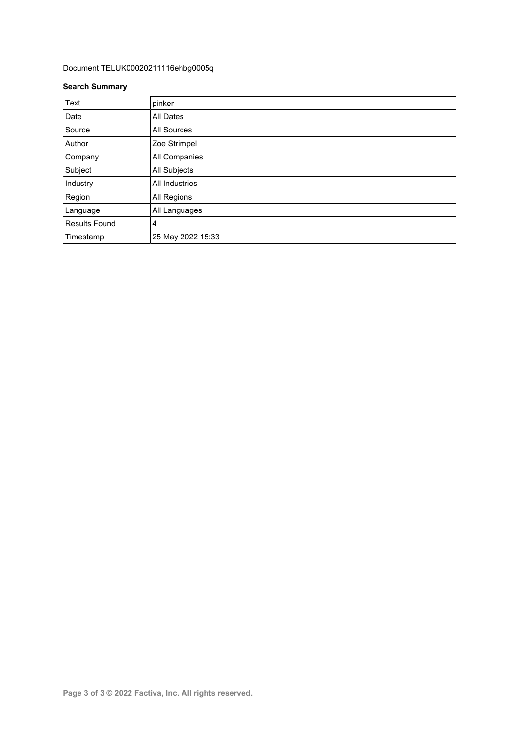Document TELUK00020211116ehbg0005q

**Search Summary**

| | |
|---|---|
| Text | pinker |
| Date | All Dates |
| Source | All Sources |
| Author | Zoe Strimpel |
| Company | All Companies |
| Subject | All Subjects |
| Industry | All Industries |
| Region | All Regions |
| Language | All Languages |
| Results Found | 4 |
| Timestamp | 25 May 2022 15:33 |